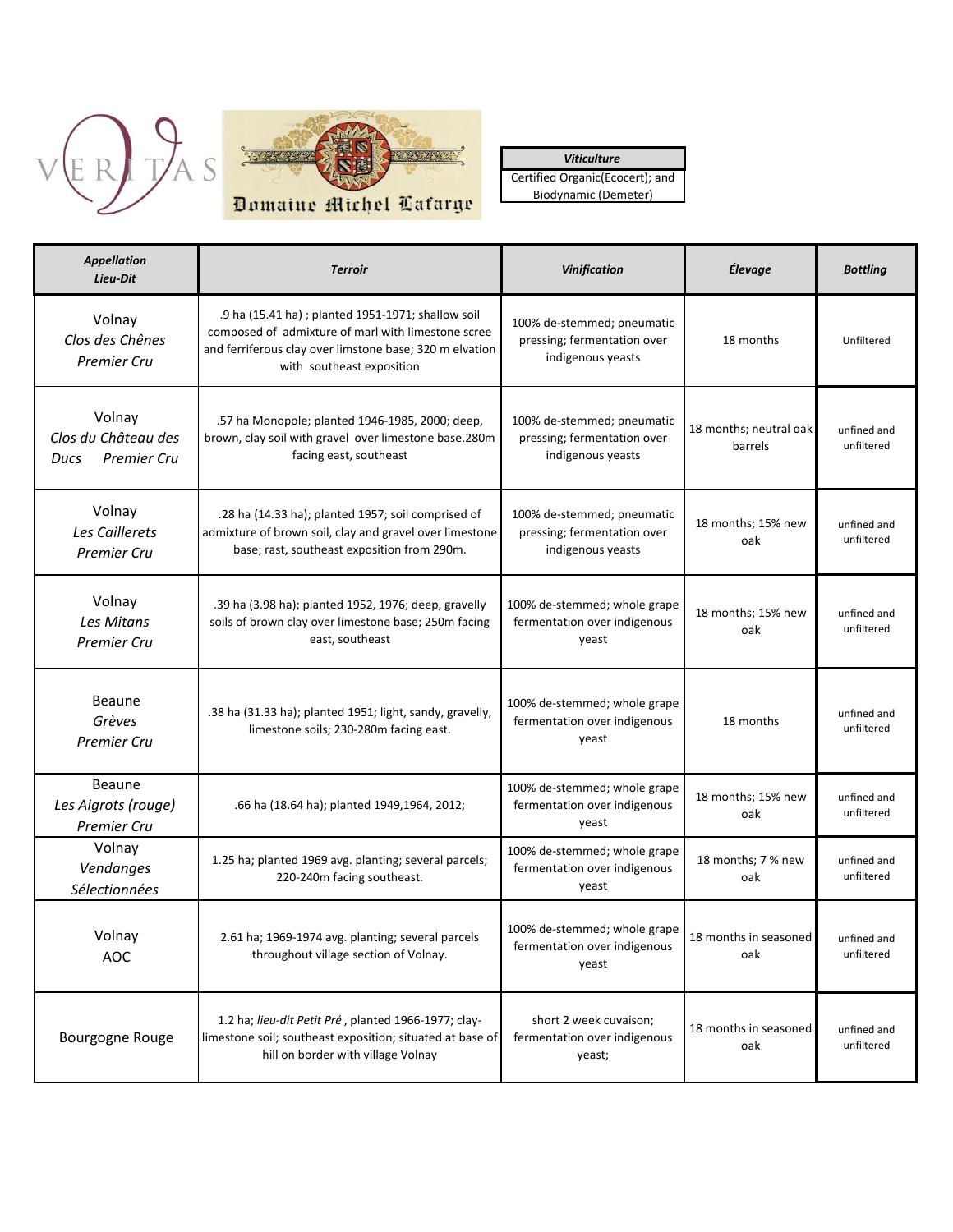VERITAS

Domaine Michel Lafarge

| Viticulture |
| --- |
| Certified Organic(Ecocert); and Biodynamic (Demeter) |

| *Appellation Lieu-Dit* | *Terroir* | *Vinification* | *Élevage* | *Bottling* |
| --- | --- | --- | --- | --- |
| Volnay *Clos des Chênes Premier Cru* | .9 ha (15.41 ha) ; planted 1951-1971; shallow soil composed of admixture of marl with limestone scree and ferriferous clay over limstone base; 320 m elvation with southeast exposition | 100% de-stemmed; pneumatic pressing; fermentation over indigenous yeasts | 18 months | Unfiltered |
| Volnay *Clos du Château des Ducs Premier Cru* | .57 ha Monopole; planted 1946-1985, 2000; deep, brown, clay soil with gravel over limestone base.280m facing east, southeast | 100% de-stemmed; pneumatic pressing; fermentation over indigenous yeasts | 18 months; neutral oak barrels | unfined and unfiltered |
| Volnay *Les Caillerets Premier Cru* | .28 ha (14.33 ha); planted 1957; soil comprised of admixture of brown soil, clay and gravel over limestone base; rast, southeast exposition from 290m. | 100% de-stemmed; pneumatic pressing; fermentation over indigenous yeasts | 18 months; 15% new oak | unfined and unfiltered |
| Volnay *Les Mitans Premier Cru* | .39 ha (3.98 ha); planted 1952, 1976; deep, gravelly soils of brown clay over limestone base; 250m facing east, southeast | 100% de-stemmed; whole grape fermentation over indigenous yeast | 18 months; 15% new oak | unfined and unfiltered |
| Beaune *Grèves Premier Cru* | .38 ha (31.33 ha); planted 1951; light, sandy, gravelly, limestone soils; 230-280m facing east. | 100% de-stemmed; whole grape fermentation over indigenous yeast | 18 months | unfined and unfiltered |
| Beaune *Les Aigrots (rouge) Premier Cru* | .66 ha (18.64 ha); planted 1949,1964, 2012; | 100% de-stemmed; whole grape fermentation over indigenous yeast | 18 months; 15% new oak | unfined and unfiltered |
| Volnay *Vendanges Sélectionnées* | 1.25 ha; planted 1969 avg. planting; several parcels; 220-240m facing southeast. | 100% de-stemmed; whole grape fermentation over indigenous yeast | 18 months; 7 % new oak | unfined and unfiltered |
| Volnay AOC | 2.61 ha; 1969-1974 avg. planting; several parcels throughout village section of Volnay. | 100% de-stemmed; whole grape fermentation over indigenous yeast | 18 months in seasoned oak | unfined and unfiltered |
| Bourgogne Rouge | 1.2 ha; *lieu-dit Petit Pré* , planted 1966-1977; clay-limestone soil; southeast exposition; situated at base of hill on border with village Volnay | short 2 week cuvaison; fermentation over indigenous yeast; | 18 months in seasoned oak | unfined and unfiltered |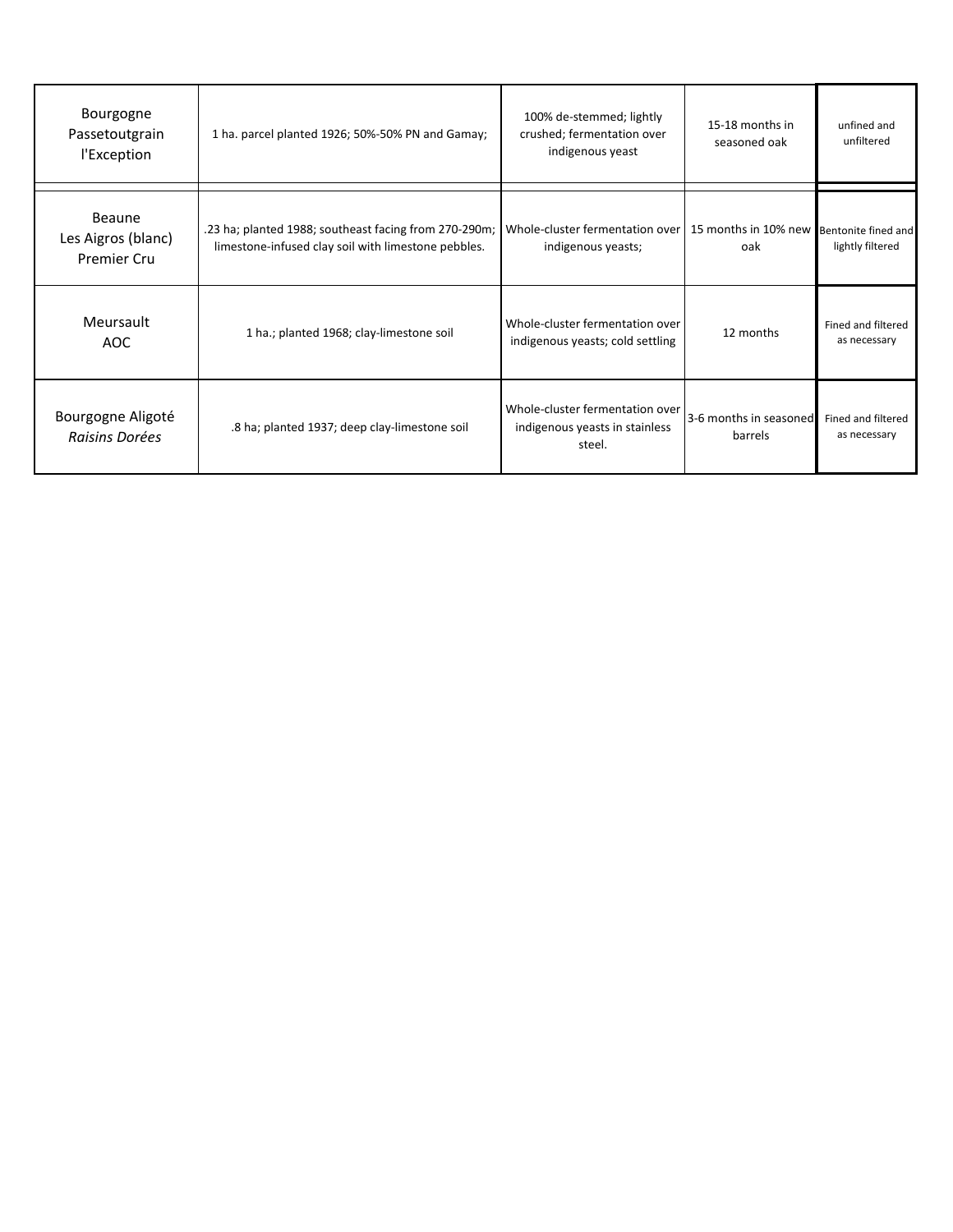| | | | | |
|---|---|---|---|---|
| Bourgogne Passetoutgrain l'Exception | 1 ha. parcel planted 1926; 50%-50% PN and Gamay; | 100% de-stemmed; lightly crushed; fermentation over indigenous yeast | 15-18 months in seasoned oak | unfined and unfiltered |
| Beaune Les Aigros (blanc) Premier Cru | .23 ha; planted 1988; southeast facing from 270-290m; limestone-infused clay soil with limestone pebbles. | Whole-cluster fermentation over indigenous yeasts; | 15 months in 10% new oak | Bentonite fined and lightly filtered |
| Meursault AOC | 1 ha.; planted 1968; clay-limestone soil | Whole-cluster fermentation over indigenous yeasts; cold settling | 12 months | Fined and filtered as necessary |
| Bourgogne Aligoté *Raisins Dorées* | .8 ha; planted 1937; deep clay-limestone soil | Whole-cluster fermentation over indigenous yeasts in stainless steel. | 3-6 months in seasoned barrels | Fined and filtered as necessary |